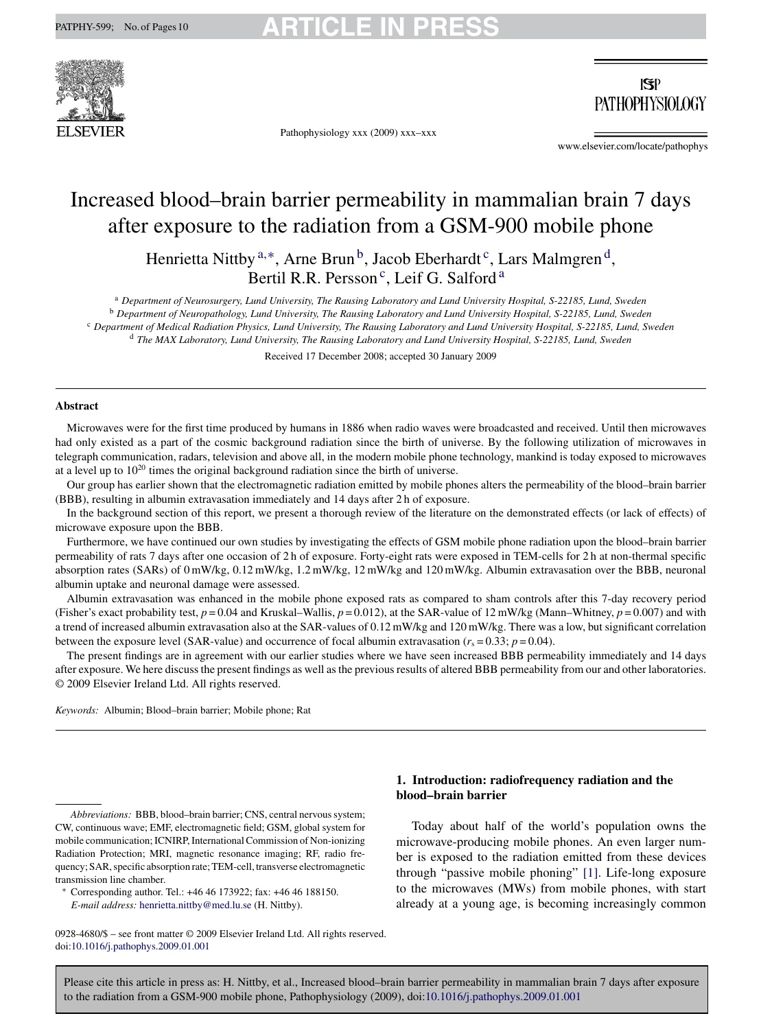# Increased blood–brain barrier permeability in mammalian brain 7 days after exposure to the radiation from a GSM-900 mobile phone

Henrietta Nittby [a,*], Arne Brun [b], Jacob Eberhardt [c], Lars Malmgren [d], Bertil R.R. Persson [c], Leif G. Salford [a]

[a] *Department of Neurosurgery, Lund University, The Rausing Laboratory and Lund University Hospital, S-22185, Lund, Sweden*
[b] *Department of Neuropathology, Lund University, The Rausing Laboratory and Lund University Hospital, S-22185, Lund, Sweden*
[c] *Department of Medical Radiation Physics, Lund University, The Rausing Laboratory and Lund University Hospital, S-22185, Lund, Sweden*
[d] *The MAX Laboratory, Lund University, The Rausing Laboratory and Lund University Hospital, S-22185, Lund, Sweden*

Received 17 December 2008; accepted 30 January 2009

## Abstract

Microwaves were for the first time produced by humans in 1886 when radio waves were broadcasted and received. Until then microwaves had only existed as a part of the cosmic background radiation since the birth of universe. By the following utilization of microwaves in telegraph communication, radars, television and above all, in the modern mobile phone technology, mankind is today exposed to microwaves at a level up to $10^{20}$ times the original background radiation since the birth of universe.

Our group has earlier shown that the electromagnetic radiation emitted by mobile phones alters the permeability of the blood–brain barrier (BBB), resulting in albumin extravasation immediately and 14 days after 2 h of exposure.

In the background section of this report, we present a thorough review of the literature on the demonstrated effects (or lack of effects) of microwave exposure upon the BBB.

Furthermore, we have continued our own studies by investigating the effects of GSM mobile phone radiation upon the blood–brain barrier permeability of rats 7 days after one occasion of 2 h of exposure. Forty-eight rats were exposed in TEM-cells for 2 h at non-thermal specific absorption rates (SARs) of 0 mW/kg, 0.12 mW/kg, 1.2 mW/kg, 12 mW/kg and 120 mW/kg. Albumin extravasation over the BBB, neuronal albumin uptake and neuronal damage were assessed.

Albumin extravasation was enhanced in the mobile phone exposed rats as compared to sham controls after this 7-day recovery period (Fisher's exact probability test, $p = 0.04$ and Kruskal–Wallis, $p = 0.012$), at the SAR-value of 12 mW/kg (Mann–Whitney, $p = 0.007$) and with a trend of increased albumin extravasation also at the SAR-values of 0.12 mW/kg and 120 mW/kg. There was a low, but significant correlation between the exposure level (SAR-value) and occurrence of focal albumin extravasation ($r_s = 0.33$; $p = 0.04$).

The present findings are in agreement with our earlier studies where we have seen increased BBB permeability immediately and 14 days after exposure. We here discuss the present findings as well as the previous results of altered BBB permeability from our and other laboratories.
© 2009 Elsevier Ireland Ltd. All rights reserved.

*Keywords:* Albumin; Blood–brain barrier; Mobile phone; Rat

## 1. Introduction: radiofrequency radiation and the blood–brain barrier

Today about half of the world's population owns the microwave-producing mobile phones. An even larger number is exposed to the radiation emitted from these devices through "passive mobile phoning" [1]. Life-long exposure to the microwaves (MWs) from mobile phones, with start already at a young age, is becoming increasingly common

---

*Abbreviations:* BBB, blood–brain barrier; CNS, central nervous system; CW, continuous wave; EMF, electromagnetic field; GSM, global system for mobile communication; ICNIRP, International Commission of Non-ionizing Radiation Protection; MRI, magnetic resonance imaging; RF, radio frequency; SAR, specific absorption rate; TEM-cell, transverse electromagnetic transmission line chamber.

* Corresponding author. Tel.: +46 46 173922; fax: +46 46 188150.
*E-mail address:* henrietta.nittby@med.lu.se (H. Nittby).

0928-4680/$ – see front matter © 2009 Elsevier Ireland Ltd. All rights reserved.
doi:10.1016/j.pathophys.2009.01.001

Please cite this article in press as: H. Nittby, et al., Increased blood–brain barrier permeability in mammalian brain 7 days after exposure to the radiation from a GSM-900 mobile phone, Pathophysiology (2009), doi:10.1016/j.pathophys.2009.01.001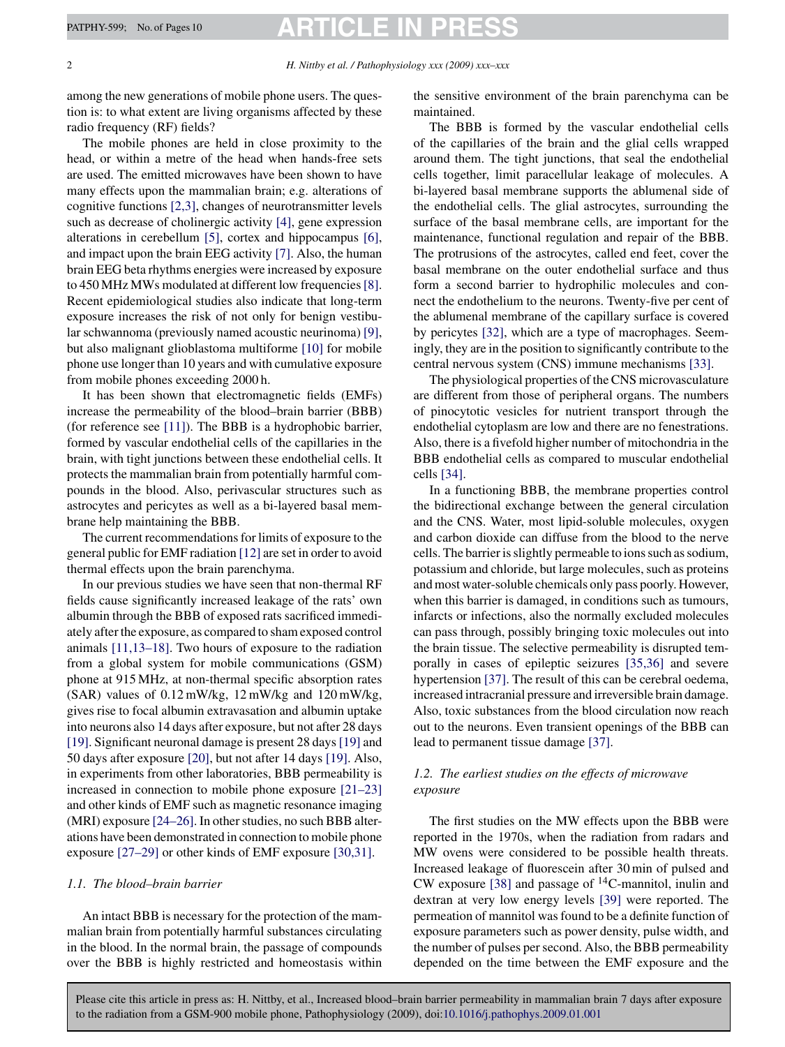among the new generations of mobile phone users. The question is: to what extent are living organisms affected by these radio frequency (RF) fields?

The mobile phones are held in close proximity to the head, or within a metre of the head when hands-free sets are used. The emitted microwaves have been shown to have many effects upon the mammalian brain; e.g. alterations of cognitive functions [2,3], changes of neurotransmitter levels such as decrease of cholinergic activity [4], gene expression alterations in cerebellum [5], cortex and hippocampus [6], and impact upon the brain EEG activity [7]. Also, the human brain EEG beta rhythms energies were increased by exposure to 450 MHz MWs modulated at different low frequencies [8]. Recent epidemiological studies also indicate that long-term exposure increases the risk of not only for benign vestibular schwannoma (previously named acoustic neurinoma) [9], but also malignant glioblastoma multiforme [10] for mobile phone use longer than 10 years and with cumulative exposure from mobile phones exceeding 2000 h.

It has been shown that electromagnetic fields (EMFs) increase the permeability of the blood–brain barrier (BBB) (for reference see [11]). The BBB is a hydrophobic barrier, formed by vascular endothelial cells of the capillaries in the brain, with tight junctions between these endothelial cells. It protects the mammalian brain from potentially harmful compounds in the blood. Also, perivascular structures such as astrocytes and pericytes as well as a bi-layered basal membrane help maintaining the BBB.

The current recommendations for limits of exposure to the general public for EMF radiation [12] are set in order to avoid thermal effects upon the brain parenchyma.

In our previous studies we have seen that non-thermal RF fields cause significantly increased leakage of the rats' own albumin through the BBB of exposed rats sacrificed immediately after the exposure, as compared to sham exposed control animals [11,13–18]. Two hours of exposure to the radiation from a global system for mobile communications (GSM) phone at 915 MHz, at non-thermal specific absorption rates (SAR) values of 0.12 mW/kg, 12 mW/kg and 120 mW/kg, gives rise to focal albumin extravasation and albumin uptake into neurons also 14 days after exposure, but not after 28 days [19]. Significant neuronal damage is present 28 days [19] and 50 days after exposure [20], but not after 14 days [19]. Also, in experiments from other laboratories, BBB permeability is increased in connection to mobile phone exposure [21–23] and other kinds of EMF such as magnetic resonance imaging (MRI) exposure [24–26]. In other studies, no such BBB alterations have been demonstrated in connection to mobile phone exposure [27–29] or other kinds of EMF exposure [30,31].

### *1.1. The blood–brain barrier*

An intact BBB is necessary for the protection of the mammalian brain from potentially harmful substances circulating in the blood. In the normal brain, the passage of compounds over the BBB is highly restricted and homeostasis within the sensitive environment of the brain parenchyma can be maintained.

The BBB is formed by the vascular endothelial cells of the capillaries of the brain and the glial cells wrapped around them. The tight junctions, that seal the endothelial cells together, limit paracellular leakage of molecules. A bi-layered basal membrane supports the ablumenal side of the endothelial cells. The glial astrocytes, surrounding the surface of the basal membrane cells, are important for the maintenance, functional regulation and repair of the BBB. The protrusions of the astrocytes, called end feet, cover the basal membrane on the outer endothelial surface and thus form a second barrier to hydrophilic molecules and connect the endothelium to the neurons. Twenty-five per cent of the ablumenal membrane of the capillary surface is covered by pericytes [32], which are a type of macrophages. Seemingly, they are in the position to significantly contribute to the central nervous system (CNS) immune mechanisms [33].

The physiological properties of the CNS microvasculature are different from those of peripheral organs. The numbers of pinocytotic vesicles for nutrient transport through the endothelial cytoplasm are low and there are no fenestrations. Also, there is a fivefold higher number of mitochondria in the BBB endothelial cells as compared to muscular endothelial cells [34].

In a functioning BBB, the membrane properties control the bidirectional exchange between the general circulation and the CNS. Water, most lipid-soluble molecules, oxygen and carbon dioxide can diffuse from the blood to the nerve cells. The barrier is slightly permeable to ions such as sodium, potassium and chloride, but large molecules, such as proteins and most water-soluble chemicals only pass poorly. However, when this barrier is damaged, in conditions such as tumours, infarcts or infections, also the normally excluded molecules can pass through, possibly bringing toxic molecules out into the brain tissue. The selective permeability is disrupted temporally in cases of epileptic seizures [35,36] and severe hypertension [37]. The result of this can be cerebral oedema, increased intracranial pressure and irreversible brain damage. Also, toxic substances from the blood circulation now reach out to the neurons. Even transient openings of the BBB can lead to permanent tissue damage [37].

### *1.2. The earliest studies on the effects of microwave exposure*

The first studies on the MW effects upon the BBB were reported in the 1970s, when the radiation from radars and MW ovens were considered to be possible health threats. Increased leakage of fluorescein after 30 min of pulsed and CW exposure [38] and passage of $^{14}$C-mannitol, inulin and dextran at very low energy levels [39] were reported. The permeation of mannitol was found to be a definite function of exposure parameters such as power density, pulse width, and the number of pulses per second. Also, the BBB permeability depended on the time between the EMF exposure and the

Please cite this article in press as: H. Nittby, et al., Increased blood–brain barrier permeability in mammalian brain 7 days after exposure to the radiation from a GSM-900 mobile phone, Pathophysiology (2009), doi:10.1016/j.pathophys.2009.01.001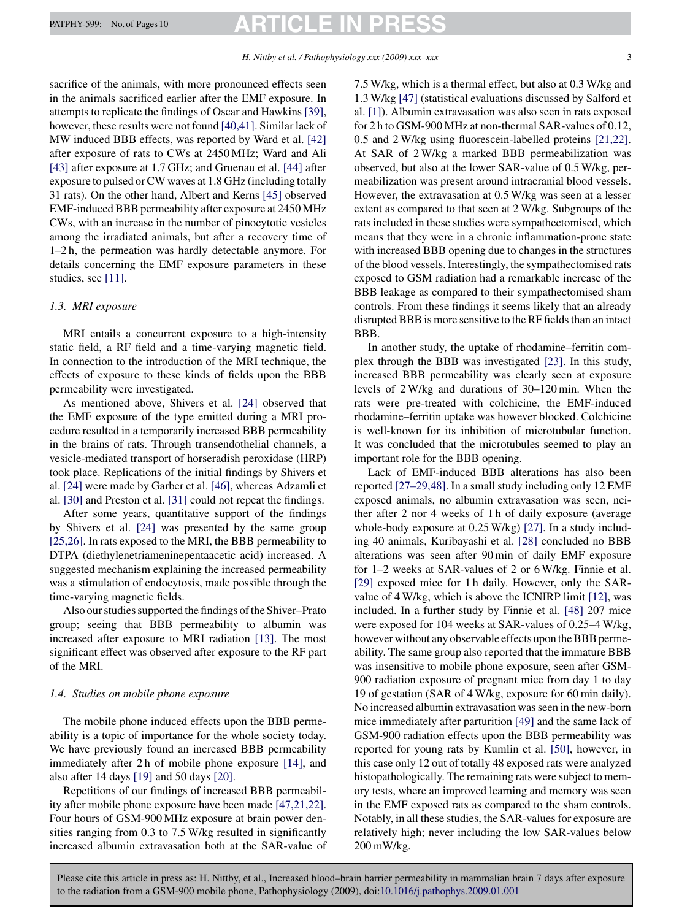sacrifice of the animals, with more pronounced effects seen in the animals sacrificed earlier after the EMF exposure. In attempts to replicate the findings of Oscar and Hawkins [39], however, these results were not found [40,41]. Similar lack of MW induced BBB effects, was reported by Ward et al. [42] after exposure of rats to CWs at 2450 MHz; Ward and Ali [43] after exposure at 1.7 GHz; and Gruenau et al. [44] after exposure to pulsed or CW waves at 1.8 GHz (including totally 31 rats). On the other hand, Albert and Kerns [45] observed EMF-induced BBB permeability after exposure at 2450 MHz CWs, with an increase in the number of pinocytotic vesicles among the irradiated animals, but after a recovery time of 1–2 h, the permeation was hardly detectable anymore. For details concerning the EMF exposure parameters in these studies, see [11].

### *1.3. MRI exposure*

MRI entails a concurrent exposure to a high-intensity static field, a RF field and a time-varying magnetic field. In connection to the introduction of the MRI technique, the effects of exposure to these kinds of fields upon the BBB permeability were investigated.

As mentioned above, Shivers et al. [24] observed that the EMF exposure of the type emitted during a MRI procedure resulted in a temporarily increased BBB permeability in the brains of rats. Through transendothelial channels, a vesicle-mediated transport of horseradish peroxidase (HRP) took place. Replications of the initial findings by Shivers et al. [24] were made by Garber et al. [46], whereas Adzamli et al. [30] and Preston et al. [31] could not repeat the findings.

After some years, quantitative support of the findings by Shivers et al. [24] was presented by the same group [25,26]. In rats exposed to the MRI, the BBB permeability to DTPA (diethylenetriaminepentaacetic acid) increased. A suggested mechanism explaining the increased permeability was a stimulation of endocytosis, made possible through the time-varying magnetic fields.

Also our studies supported the findings of the Shiver–Prato group; seeing that BBB permeability to albumin was increased after exposure to MRI radiation [13]. The most significant effect was observed after exposure to the RF part of the MRI.

### *1.4. Studies on mobile phone exposure*

The mobile phone induced effects upon the BBB permeability is a topic of importance for the whole society today. We have previously found an increased BBB permeability immediately after 2 h of mobile phone exposure [14], and also after 14 days [19] and 50 days [20].

Repetitions of our findings of increased BBB permeability after mobile phone exposure have been made [47,21,22]. Four hours of GSM-900 MHz exposure at brain power densities ranging from 0.3 to 7.5 W/kg resulted in significantly increased albumin extravasation both at the SAR-value of 7.5 W/kg, which is a thermal effect, but also at 0.3 W/kg and 1.3 W/kg [47] (statistical evaluations discussed by Salford et al. [1]). Albumin extravasation was also seen in rats exposed for 2 h to GSM-900 MHz at non-thermal SAR-values of 0.12, 0.5 and 2 W/kg using fluorescein-labelled proteins [21,22]. At SAR of 2 W/kg a marked BBB permeabilization was observed, but also at the lower SAR-value of 0.5 W/kg, permeabilization was present around intracranial blood vessels. However, the extravasation at 0.5 W/kg was seen at a lesser extent as compared to that seen at 2 W/kg. Subgroups of the rats included in these studies were sympathectomised, which means that they were in a chronic inflammation-prone state with increased BBB opening due to changes in the structures of the blood vessels. Interestingly, the sympathectomised rats exposed to GSM radiation had a remarkable increase of the BBB leakage as compared to their sympathectomised sham controls. From these findings it seems likely that an already disrupted BBB is more sensitive to the RF fields than an intact BBB.

In another study, the uptake of rhodamine–ferritin complex through the BBB was investigated [23]. In this study, increased BBB permeability was clearly seen at exposure levels of 2 W/kg and durations of 30–120 min. When the rats were pre-treated with colchicine, the EMF-induced rhodamine–ferritin uptake was however blocked. Colchicine is well-known for its inhibition of microtubular function. It was concluded that the microtubules seemed to play an important role for the BBB opening.

Lack of EMF-induced BBB alterations has also been reported [27–29,48]. In a small study including only 12 EMF exposed animals, no albumin extravasation was seen, neither after 2 nor 4 weeks of 1 h of daily exposure (average whole-body exposure at 0.25 W/kg) [27]. In a study including 40 animals, Kuribayashi et al. [28] concluded no BBB alterations was seen after 90 min of daily EMF exposure for 1–2 weeks at SAR-values of 2 or 6 W/kg. Finnie et al. [29] exposed mice for 1 h daily. However, only the SAR-value of 4 W/kg, which is above the ICNIRP limit [12], was included. In a further study by Finnie et al. [48] 207 mice were exposed for 104 weeks at SAR-values of 0.25–4 W/kg, however without any observable effects upon the BBB permeability. The same group also reported that the immature BBB was insensitive to mobile phone exposure, seen after GSM-900 radiation exposure of pregnant mice from day 1 to day 19 of gestation (SAR of 4 W/kg, exposure for 60 min daily). No increased albumin extravasation was seen in the new-born mice immediately after parturition [49] and the same lack of GSM-900 radiation effects upon the BBB permeability was reported for young rats by Kumlin et al. [50], however, in this case only 12 out of totally 48 exposed rats were analyzed histopathologically. The remaining rats were subject to memory tests, where an improved learning and memory was seen in the EMF exposed rats as compared to the sham controls. Notably, in all these studies, the SAR-values for exposure are relatively high; never including the low SAR-values below 200 mW/kg.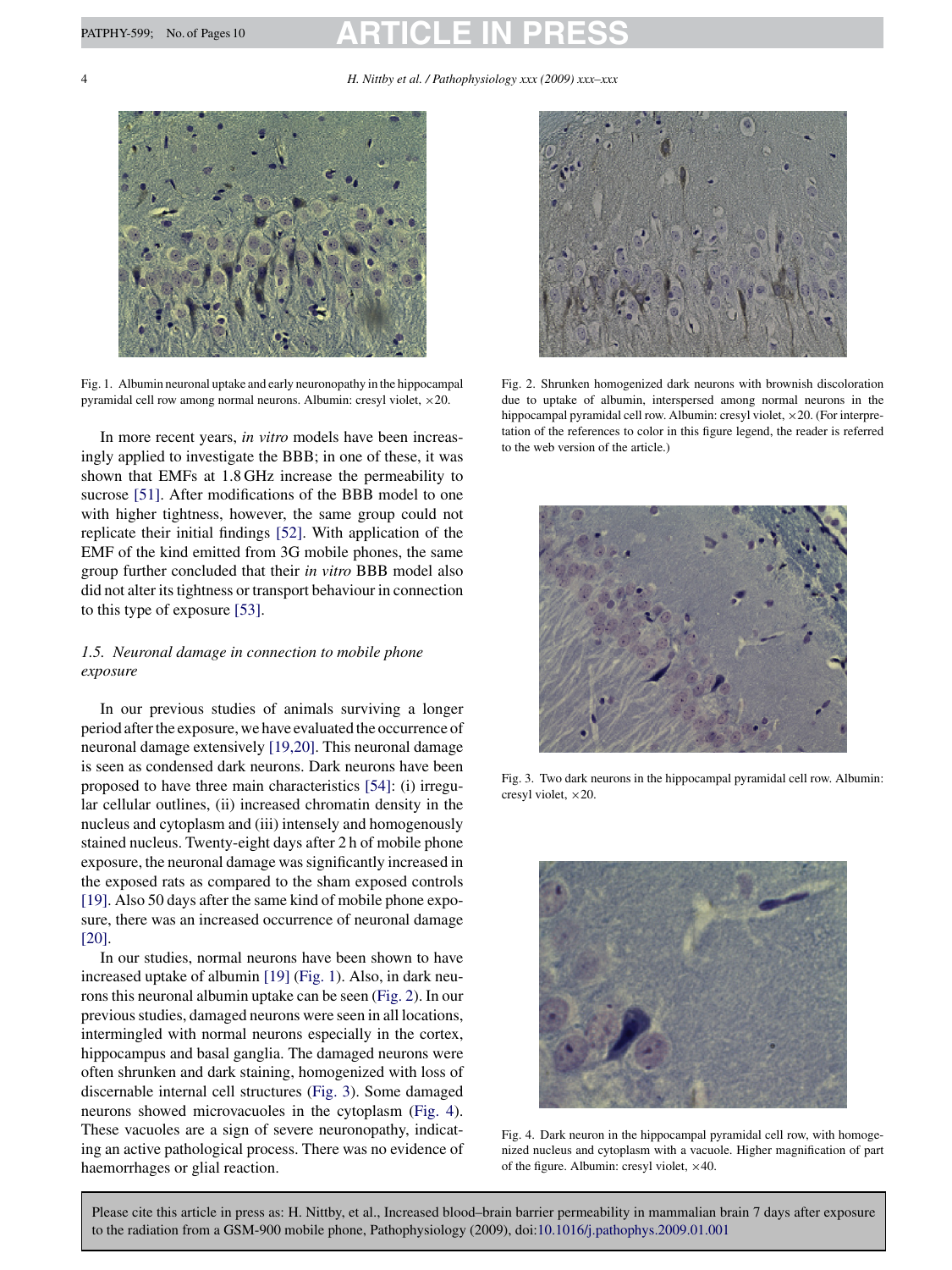Fig. 1. Albumin neuronal uptake and early neuronopathy in the hippocampal pyramidal cell row among normal neurons. Albumin: cresyl violet, ×20.

Fig. 2. Shrunken homogenized dark neurons with brownish discoloration due to uptake of albumin, interspersed among normal neurons in the hippocampal pyramidal cell row. Albumin: cresyl violet, ×20. (For interpretation of the references to color in this figure legend, the reader is referred to the web version of the article.)

In more recent years, *in vitro* models have been increasingly applied to investigate the BBB; in one of these, it was shown that EMFs at 1.8 GHz increase the permeability to sucrose [51]. After modifications of the BBB model to one with higher tightness, however, the same group could not replicate their initial findings [52]. With application of the EMF of the kind emitted from 3G mobile phones, the same group further concluded that their *in vitro* BBB model also did not alter its tightness or transport behaviour in connection to this type of exposure [53].

### *1.5. Neuronal damage in connection to mobile phone exposure*

In our previous studies of animals surviving a longer period after the exposure, we have evaluated the occurrence of neuronal damage extensively [19,20]. This neuronal damage is seen as condensed dark neurons. Dark neurons have been proposed to have three main characteristics [54]: (i) irregular cellular outlines, (ii) increased chromatin density in the nucleus and cytoplasm and (iii) intensely and homogenously stained nucleus. Twenty-eight days after 2 h of mobile phone exposure, the neuronal damage was significantly increased in the exposed rats as compared to the sham exposed controls [19]. Also 50 days after the same kind of mobile phone exposure, there was an increased occurrence of neuronal damage [20].

In our studies, normal neurons have been shown to have increased uptake of albumin [19] (Fig. 1). Also, in dark neurons this neuronal albumin uptake can be seen (Fig. 2). In our previous studies, damaged neurons were seen in all locations, intermingled with normal neurons especially in the cortex, hippocampus and basal ganglia. The damaged neurons were often shrunken and dark staining, homogenized with loss of discernable internal cell structures (Fig. 3). Some damaged neurons showed microvacuoles in the cytoplasm (Fig. 4). These vacuoles are a sign of severe neuronopathy, indicating an active pathological process. There was no evidence of haemorrhages or glial reaction.

Fig. 3. Two dark neurons in the hippocampal pyramidal cell row. Albumin: cresyl violet, ×20.

Fig. 4. Dark neuron in the hippocampal pyramidal cell row, with homogenized nucleus and cytoplasm with a vacuole. Higher magnification of part of the figure. Albumin: cresyl violet, ×40.

Please cite this article in press as: H. Nittby, et al., Increased blood–brain barrier permeability in mammalian brain 7 days after exposure to the radiation from a GSM-900 mobile phone, Pathophysiology (2009), doi:10.1016/j.pathophys.2009.01.001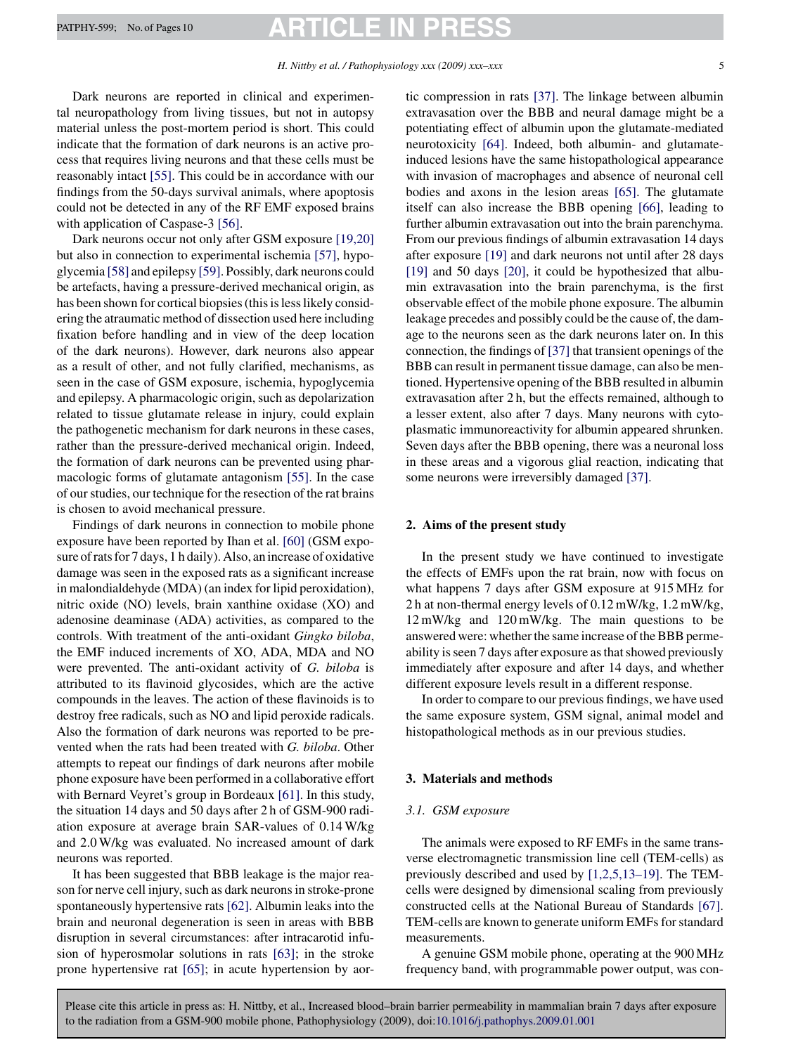Dark neurons are reported in clinical and experimental neuropathology from living tissues, but not in autopsy material unless the post-mortem period is short. This could indicate that the formation of dark neurons is an active process that requires living neurons and that these cells must be reasonably intact [55]. This could be in accordance with our findings from the 50-days survival animals, where apoptosis could not be detected in any of the RF EMF exposed brains with application of Caspase-3 [56].

Dark neurons occur not only after GSM exposure [19,20] but also in connection to experimental ischemia [57], hypoglycemia [58] and epilepsy [59]. Possibly, dark neurons could be artefacts, having a pressure-derived mechanical origin, as has been shown for cortical biopsies (this is less likely considering the atraumatic method of dissection used here including fixation before handling and in view of the deep location of the dark neurons). However, dark neurons also appear as a result of other, and not fully clarified, mechanisms, as seen in the case of GSM exposure, ischemia, hypoglycemia and epilepsy. A pharmacologic origin, such as depolarization related to tissue glutamate release in injury, could explain the pathogenetic mechanism for dark neurons in these cases, rather than the pressure-derived mechanical origin. Indeed, the formation of dark neurons can be prevented using pharmacologic forms of glutamate antagonism [55]. In the case of our studies, our technique for the resection of the rat brains is chosen to avoid mechanical pressure.

Findings of dark neurons in connection to mobile phone exposure have been reported by Ihan et al. [60] (GSM exposure of rats for 7 days, 1 h daily). Also, an increase of oxidative damage was seen in the exposed rats as a significant increase in malondialdehyde (MDA) (an index for lipid peroxidation), nitric oxide (NO) levels, brain xanthine oxidase (XO) and adenosine deaminase (ADA) activities, as compared to the controls. With treatment of the anti-oxidant *Gingko biloba*, the EMF induced increments of XO, ADA, MDA and NO were prevented. The anti-oxidant activity of *G. biloba* is attributed to its flavinoid glycosides, which are the active compounds in the leaves. The action of these flavinoids is to destroy free radicals, such as NO and lipid peroxide radicals. Also the formation of dark neurons was reported to be prevented when the rats had been treated with *G. biloba*. Other attempts to repeat our findings of dark neurons after mobile phone exposure have been performed in a collaborative effort with Bernard Veyret's group in Bordeaux [61]. In this study, the situation 14 days and 50 days after 2 h of GSM-900 radiation exposure at average brain SAR-values of 0.14 W/kg and 2.0 W/kg was evaluated. No increased amount of dark neurons was reported.

It has been suggested that BBB leakage is the major reason for nerve cell injury, such as dark neurons in stroke-prone spontaneously hypertensive rats [62]. Albumin leaks into the brain and neuronal degeneration is seen in areas with BBB disruption in several circumstances: after intracarotid infusion of hyperosmolar solutions in rats [63]; in the stroke prone hypertensive rat [65]; in acute hypertension by aortic compression in rats [37]. The linkage between albumin extravasation over the BBB and neural damage might be a potentiating effect of albumin upon the glutamate-mediated neurotoxicity [64]. Indeed, both albumin- and glutamate-induced lesions have the same histopathological appearance with invasion of macrophages and absence of neuronal cell bodies and axons in the lesion areas [65]. The glutamate itself can also increase the BBB opening [66], leading to further albumin extravasation out into the brain parenchyma. From our previous findings of albumin extravasation 14 days after exposure [19] and dark neurons not until after 28 days [19] and 50 days [20], it could be hypothesized that albumin extravasation into the brain parenchyma, is the first observable effect of the mobile phone exposure. The albumin leakage precedes and possibly could be the cause of, the damage to the neurons seen as the dark neurons later on. In this connection, the findings of [37] that transient openings of the BBB can result in permanent tissue damage, can also be mentioned. Hypertensive opening of the BBB resulted in albumin extravasation after 2 h, but the effects remained, although to a lesser extent, also after 7 days. Many neurons with cytoplasmatic immunoreactivity for albumin appeared shrunken. Seven days after the BBB opening, there was a neuronal loss in these areas and a vigorous glial reaction, indicating that some neurons were irreversibly damaged [37].

## 2. Aims of the present study

In the present study we have continued to investigate the effects of EMFs upon the rat brain, now with focus on what happens 7 days after GSM exposure at 915 MHz for 2 h at non-thermal energy levels of 0.12 mW/kg, 1.2 mW/kg, 12 mW/kg and 120 mW/kg. The main questions to be answered were: whether the same increase of the BBB permeability is seen 7 days after exposure as that showed previously immediately after exposure and after 14 days, and whether different exposure levels result in a different response.

In order to compare to our previous findings, we have used the same exposure system, GSM signal, animal model and histopathological methods as in our previous studies.

## 3. Materials and methods

### 3.1. GSM exposure

The animals were exposed to RF EMFs in the same transverse electromagnetic transmission line cell (TEM-cells) as previously described and used by [1,2,5,13–19]. The TEM-cells were designed by dimensional scaling from previously constructed cells at the National Bureau of Standards [67]. TEM-cells are known to generate uniform EMFs for standard measurements.

A genuine GSM mobile phone, operating at the 900 MHz frequency band, with programmable power output, was con-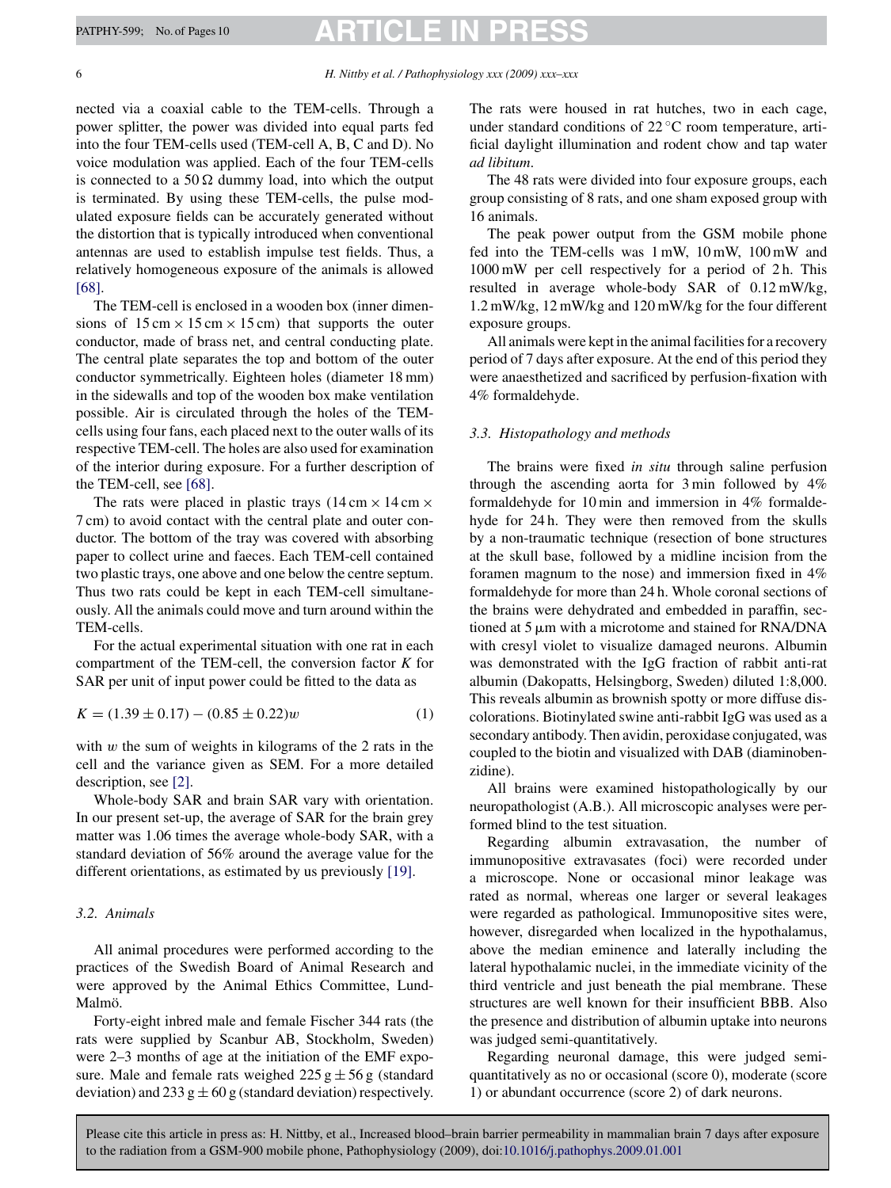nected via a coaxial cable to the TEM-cells. Through a power splitter, the power was divided into equal parts fed into the four TEM-cells used (TEM-cell A, B, C and D). No voice modulation was applied. Each of the four TEM-cells is connected to a 50 Ω dummy load, into which the output is terminated. By using these TEM-cells, the pulse modulated exposure fields can be accurately generated without the distortion that is typically introduced when conventional antennas are used to establish impulse test fields. Thus, a relatively homogeneous exposure of the animals is allowed [68].

The TEM-cell is enclosed in a wooden box (inner dimensions of 15 cm × 15 cm × 15 cm) that supports the outer conductor, made of brass net, and central conducting plate. The central plate separates the top and bottom of the outer conductor symmetrically. Eighteen holes (diameter 18 mm) in the sidewalls and top of the wooden box make ventilation possible. Air is circulated through the holes of the TEM-cells using four fans, each placed next to the outer walls of its respective TEM-cell. The holes are also used for examination of the interior during exposure. For a further description of the TEM-cell, see [68].

The rats were placed in plastic trays (14 cm × 14 cm × 7 cm) to avoid contact with the central plate and outer conductor. The bottom of the tray was covered with absorbing paper to collect urine and faeces. Each TEM-cell contained two plastic trays, one above and one below the centre septum. Thus two rats could be kept in each TEM-cell simultaneously. All the animals could move and turn around within the TEM-cells.

For the actual experimental situation with one rat in each compartment of the TEM-cell, the conversion factor $K$ for SAR per unit of input power could be fitted to the data as

$$K = (1.39 \pm 0.17) - (0.85 \pm 0.22)w \tag{1}$$

with $w$ the sum of weights in kilograms of the 2 rats in the cell and the variance given as SEM. For a more detailed description, see [2].

Whole-body SAR and brain SAR vary with orientation. In our present set-up, the average of SAR for the brain grey matter was 1.06 times the average whole-body SAR, with a standard deviation of 56% around the average value for the different orientations, as estimated by us previously [19].

### 3.2. Animals

All animal procedures were performed according to the practices of the Swedish Board of Animal Research and were approved by the Animal Ethics Committee, Lund-Malmö.

Forty-eight inbred male and female Fischer 344 rats (the rats were supplied by Scanbur AB, Stockholm, Sweden) were 2–3 months of age at the initiation of the EMF exposure. Male and female rats weighed 225 g ± 56 g (standard deviation) and 233 g ± 60 g (standard deviation) respectively. The rats were housed in rat hutches, two in each cage, under standard conditions of 22 °C room temperature, artificial daylight illumination and rodent chow and tap water *ad libitum*.

The 48 rats were divided into four exposure groups, each group consisting of 8 rats, and one sham exposed group with 16 animals.

The peak power output from the GSM mobile phone fed into the TEM-cells was 1 mW, 10 mW, 100 mW and 1000 mW per cell respectively for a period of 2 h. This resulted in average whole-body SAR of 0.12 mW/kg, 1.2 mW/kg, 12 mW/kg and 120 mW/kg for the four different exposure groups.

All animals were kept in the animal facilities for a recovery period of 7 days after exposure. At the end of this period they were anaesthetized and sacrificed by perfusion-fixation with 4% formaldehyde.

### 3.3. Histopathology and methods

The brains were fixed *in situ* through saline perfusion through the ascending aorta for 3 min followed by 4% formaldehyde for 10 min and immersion in 4% formaldehyde for 24 h. They were then removed from the skulls by a non-traumatic technique (resection of bone structures at the skull base, followed by a midline incision from the foramen magnum to the nose) and immersion fixed in 4% formaldehyde for more than 24 h. Whole coronal sections of the brains were dehydrated and embedded in paraffin, sectioned at 5 μm with a microtome and stained for RNA/DNA with cresyl violet to visualize damaged neurons. Albumin was demonstrated with the IgG fraction of rabbit anti-rat albumin (Dakopatts, Helsingborg, Sweden) diluted 1:8,000. This reveals albumin as brownish spotty or more diffuse discolorations. Biotinylated swine anti-rabbit IgG was used as a secondary antibody. Then avidin, peroxidase conjugated, was coupled to the biotin and visualized with DAB (diaminobenzidine).

All brains were examined histopathologically by our neuropathologist (A.B.). All microscopic analyses were performed blind to the test situation.

Regarding albumin extravasation, the number of immunopositive extravasates (foci) were recorded under a microscope. None or occasional minor leakage was rated as normal, whereas one larger or several leakages were regarded as pathological. Immunopositive sites were, however, disregarded when localized in the hypothalamus, above the median eminence and laterally including the lateral hypothalamic nuclei, in the immediate vicinity of the third ventricle and just beneath the pial membrane. These structures are well known for their insufficient BBB. Also the presence and distribution of albumin uptake into neurons was judged semi-quantitatively.

Regarding neuronal damage, this were judged semi-quantitatively as no or occasional (score 0), moderate (score 1) or abundant occurrence (score 2) of dark neurons.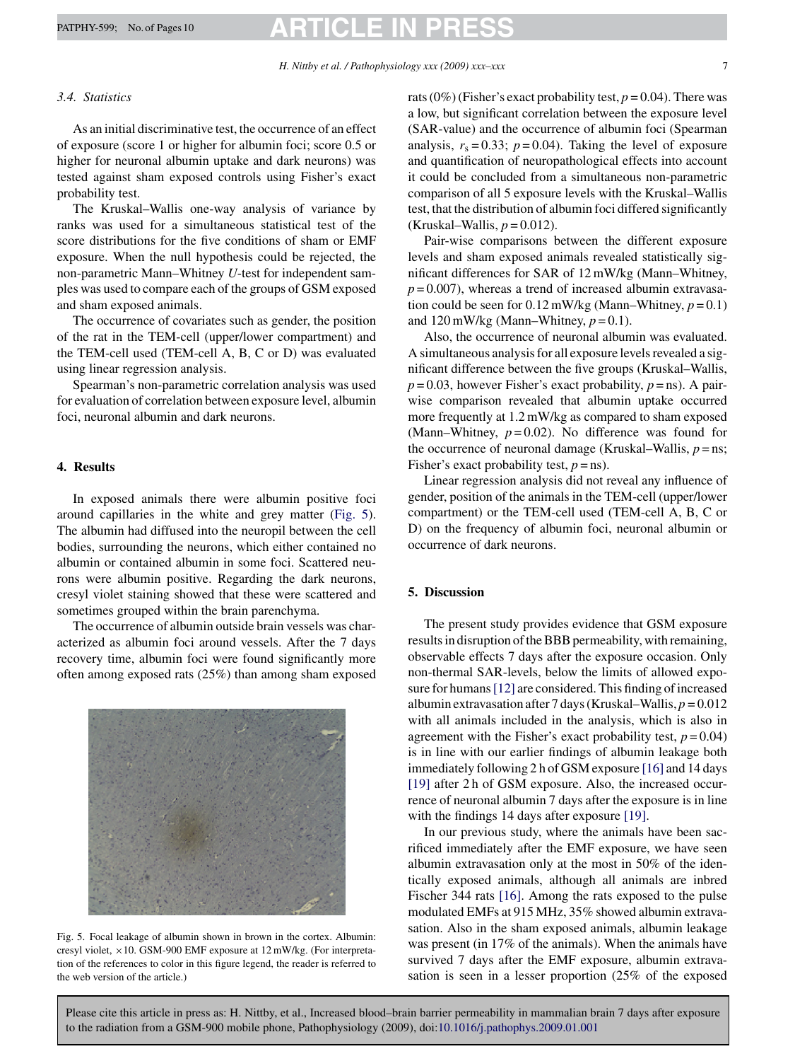### 3.4. Statistics

As an initial discriminative test, the occurrence of an effect of exposure (score 1 or higher for albumin foci; score 0.5 or higher for neuronal albumin uptake and dark neurons) was tested against sham exposed controls using Fisher's exact probability test.

The Kruskal–Wallis one-way analysis of variance by ranks was used for a simultaneous statistical test of the score distributions for the five conditions of sham or EMF exposure. When the null hypothesis could be rejected, the non-parametric Mann–Whitney *U*-test for independent samples was used to compare each of the groups of GSM exposed and sham exposed animals.

The occurrence of covariates such as gender, the position of the rat in the TEM-cell (upper/lower compartment) and the TEM-cell used (TEM-cell A, B, C or D) was evaluated using linear regression analysis.

Spearman's non-parametric correlation analysis was used for evaluation of correlation between exposure level, albumin foci, neuronal albumin and dark neurons.

## 4. Results

In exposed animals there were albumin positive foci around capillaries in the white and grey matter (Fig. 5). The albumin had diffused into the neuropil between the cell bodies, surrounding the neurons, which either contained no albumin or contained albumin in some foci. Scattered neurons were albumin positive. Regarding the dark neurons, cresyl violet staining showed that these were scattered and sometimes grouped within the brain parenchyma.

The occurrence of albumin outside brain vessels was characterized as albumin foci around vessels. After the 7 days recovery time, albumin foci were found significantly more often among exposed rats (25%) than among sham exposed rats (0%) (Fisher's exact probability test, $p = 0.04$). There was a low, but significant correlation between the exposure level (SAR-value) and the occurrence of albumin foci (Spearman analysis, $r_s = 0.33$; $p = 0.04$). Taking the level of exposure and quantification of neuropathological effects into account it could be concluded from a simultaneous non-parametric comparison of all 5 exposure levels with the Kruskal–Wallis test, that the distribution of albumin foci differed significantly (Kruskal–Wallis, $p = 0.012$).

Fig. 5. Focal leakage of albumin shown in brown in the cortex. Albumin: cresyl violet, ×10. GSM-900 EMF exposure at 12 mW/kg. (For interpretation of the references to color in this figure legend, the reader is referred to the web version of the article.)

Pair-wise comparisons between the different exposure levels and sham exposed animals revealed statistically significant differences for SAR of 12 mW/kg (Mann–Whitney, $p = 0.007$), whereas a trend of increased albumin extravasation could be seen for 0.12 mW/kg (Mann–Whitney, $p = 0.1$) and 120 mW/kg (Mann–Whitney, $p = 0.1$).

Also, the occurrence of neuronal albumin was evaluated. A simultaneous analysis for all exposure levels revealed a significant difference between the five groups (Kruskal–Wallis, $p = 0.03$, however Fisher's exact probability, $p =$ ns). A pair-wise comparison revealed that albumin uptake occurred more frequently at 1.2 mW/kg as compared to sham exposed (Mann–Whitney, $p = 0.02$). No difference was found for the occurrence of neuronal damage (Kruskal–Wallis, $p =$ ns; Fisher's exact probability test, $p =$ ns).

Linear regression analysis did not reveal any influence of gender, position of the animals in the TEM-cell (upper/lower compartment) or the TEM-cell used (TEM-cell A, B, C or D) on the frequency of albumin foci, neuronal albumin or occurrence of dark neurons.

## 5. Discussion

The present study provides evidence that GSM exposure results in disruption of the BBB permeability, with remaining, observable effects 7 days after the exposure occasion. Only non-thermal SAR-levels, below the limits of allowed exposure for humans [12] are considered. This finding of increased albumin extravasation after 7 days (Kruskal–Wallis, $p = 0.012$ with all animals included in the analysis, which is also in agreement with the Fisher's exact probability test, $p = 0.04$) is in line with our earlier findings of albumin leakage both immediately following 2 h of GSM exposure [16] and 14 days [19] after 2 h of GSM exposure. Also, the increased occurrence of neuronal albumin 7 days after the exposure is in line with the findings 14 days after exposure [19].

In our previous study, where the animals have been sacrificed immediately after the EMF exposure, we have seen albumin extravasation only at the most in 50% of the identically exposed animals, although all animals are inbred Fischer 344 rats [16]. Among the rats exposed to the pulse modulated EMFs at 915 MHz, 35% showed albumin extravasation. Also in the sham exposed animals, albumin leakage was present (in 17% of the animals). When the animals have survived 7 days after the EMF exposure, albumin extravasation is seen in a lesser proportion (25% of the exposed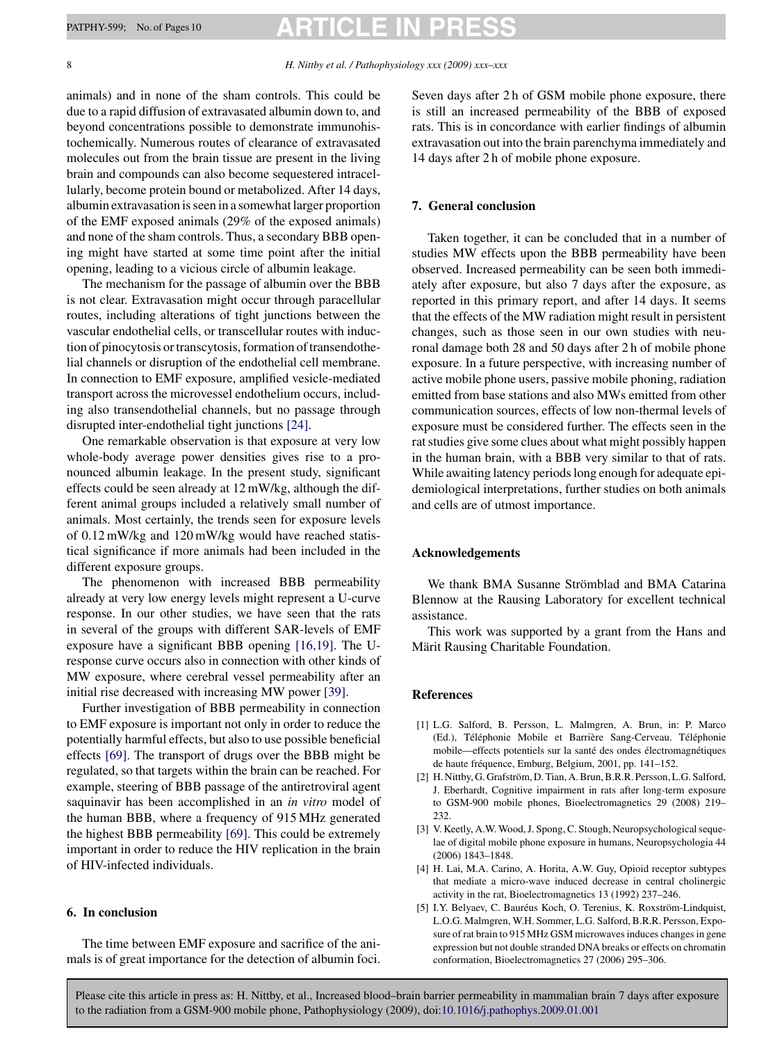animals) and in none of the sham controls. This could be due to a rapid diffusion of extravasated albumin down to, and beyond concentrations possible to demonstrate immunohistochemically. Numerous routes of clearance of extravasated molecules out from the brain tissue are present in the living brain and compounds can also become sequestered intracellularly, become protein bound or metabolized. After 14 days, albumin extravasation is seen in a somewhat larger proportion of the EMF exposed animals (29% of the exposed animals) and none of the sham controls. Thus, a secondary BBB opening might have started at some time point after the initial opening, leading to a vicious circle of albumin leakage.

The mechanism for the passage of albumin over the BBB is not clear. Extravasation might occur through paracellular routes, including alterations of tight junctions between the vascular endothelial cells, or transcellular routes with induction of pinocytosis or transcytosis, formation of transendothelial channels or disruption of the endothelial cell membrane. In connection to EMF exposure, amplified vesicle-mediated transport across the microvessel endothelium occurs, including also transendothelial channels, but no passage through disrupted inter-endothelial tight junctions [24].

One remarkable observation is that exposure at very low whole-body average power densities gives rise to a pronounced albumin leakage. In the present study, significant effects could be seen already at 12 mW/kg, although the different animal groups included a relatively small number of animals. Most certainly, the trends seen for exposure levels of 0.12 mW/kg and 120 mW/kg would have reached statistical significance if more animals had been included in the different exposure groups.

The phenomenon with increased BBB permeability already at very low energy levels might represent a U-curve response. In our other studies, we have seen that the rats in several of the groups with different SAR-levels of EMF exposure have a significant BBB opening [16,19]. The U-response curve occurs also in connection with other kinds of MW exposure, where cerebral vessel permeability after an initial rise decreased with increasing MW power [39].

Further investigation of BBB permeability in connection to EMF exposure is important not only in order to reduce the potentially harmful effects, but also to use possible beneficial effects [69]. The transport of drugs over the BBB might be regulated, so that targets within the brain can be reached. For example, steering of BBB passage of the antiretroviral agent saquinavir has been accomplished in an *in vitro* model of the human BBB, where a frequency of 915 MHz generated the highest BBB permeability [69]. This could be extremely important in order to reduce the HIV replication in the brain of HIV-infected individuals.

## 6. In conclusion

The time between EMF exposure and sacrifice of the animals is of great importance for the detection of albumin foci. Seven days after 2 h of GSM mobile phone exposure, there is still an increased permeability of the BBB of exposed rats. This is in concordance with earlier findings of albumin extravasation out into the brain parenchyma immediately and 14 days after 2 h of mobile phone exposure.

## 7. General conclusion

Taken together, it can be concluded that in a number of studies MW effects upon the BBB permeability have been observed. Increased permeability can be seen both immediately after exposure, but also 7 days after the exposure, as reported in this primary report, and after 14 days. It seems that the effects of the MW radiation might result in persistent changes, such as those seen in our own studies with neuronal damage both 28 and 50 days after 2 h of mobile phone exposure. In a future perspective, with increasing number of active mobile phone users, passive mobile phoning, radiation emitted from base stations and also MWs emitted from other communication sources, effects of low non-thermal levels of exposure must be considered further. The effects seen in the rat studies give some clues about what might possibly happen in the human brain, with a BBB very similar to that of rats. While awaiting latency periods long enough for adequate epidemiological interpretations, further studies on both animals and cells are of utmost importance.

## Acknowledgements

We thank BMA Susanne Strömblad and BMA Catarina Blennow at the Rausing Laboratory for excellent technical assistance.

This work was supported by a grant from the Hans and Märit Rausing Charitable Foundation.

## References

[1] L.G. Salford, B. Persson, L. Malmgren, A. Brun, in: P. Marco (Ed.), Téléphonie Mobile et Barrière Sang-Cerveau. Téléphonie mobile—effects potentiels sur la santé des ondes électromagnétiques de haute fréquence, Emburg, Belgium, 2001, pp. 141–152.

[2] H. Nittby, G. Grafström, D. Tian, A. Brun, B.R.R. Persson, L.G. Salford, J. Eberhardt, Cognitive impairment in rats after long-term exposure to GSM-900 mobile phones, Bioelectromagnetics 29 (2008) 219–232.

[3] V. Keetly, A.W. Wood, J. Spong, C. Stough, Neuropsychological sequelae of digital mobile phone exposure in humans, Neuropsychologia 44 (2006) 1843–1848.

[4] H. Lai, M.A. Carino, A. Horita, A.W. Guy, Opioid receptor subtypes that mediate a micro-wave induced decrease in central cholinergic activity in the rat, Bioelectromagnetics 13 (1992) 237–246.

[5] I.Y. Belyaev, C. Bauréus Koch, O. Terenius, K. Roxström-Lindquist, L.O.G. Malmgren, W.H. Sommer, L.G. Salford, B.R.R. Persson, Exposure of rat brain to 915 MHz GSM microwaves induces changes in gene expression but not double stranded DNA breaks or effects on chromatin conformation, Bioelectromagnetics 27 (2006) 295–306.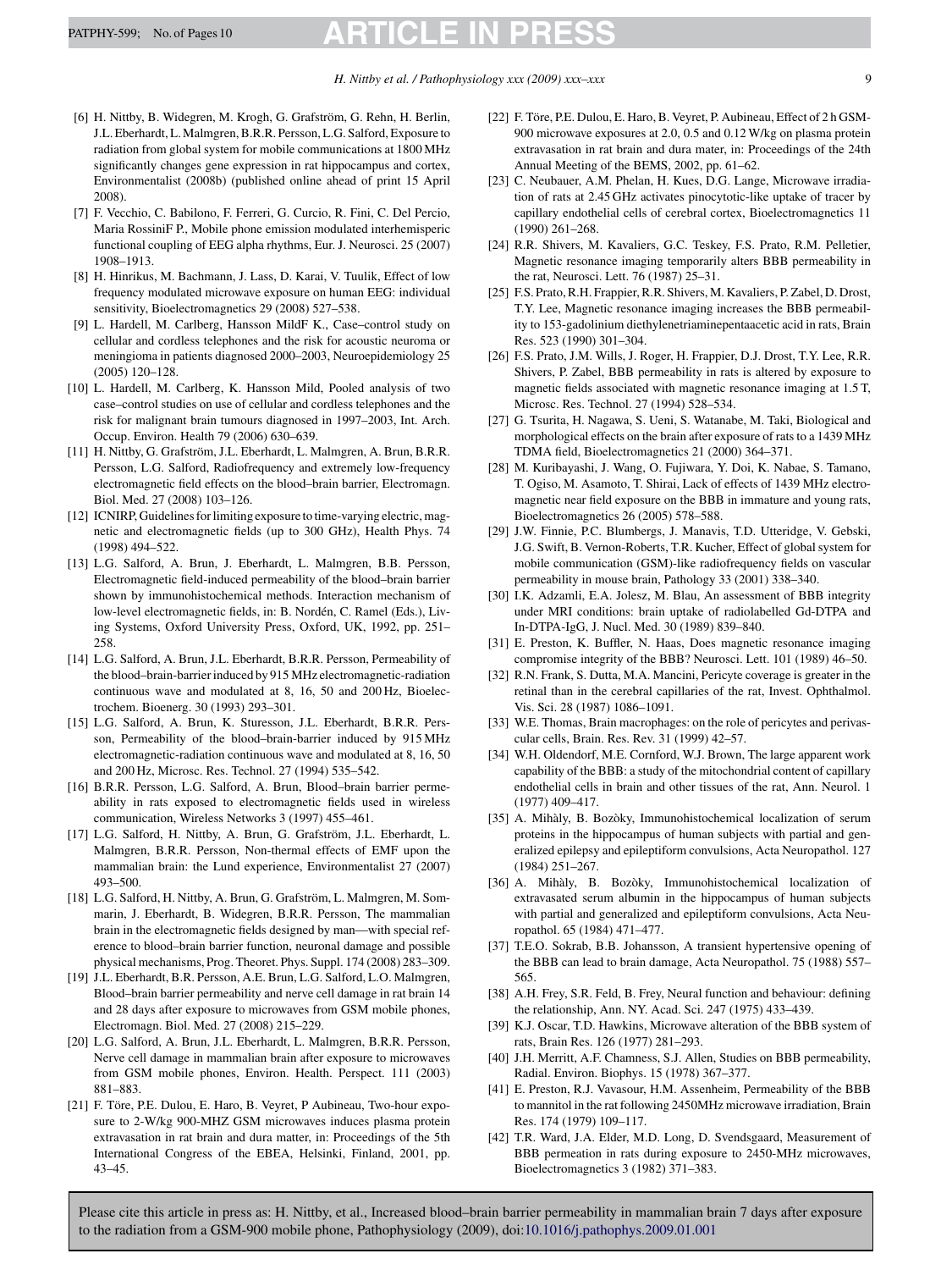[6] H. Nittby, B. Widegren, M. Krogh, G. Grafström, G. Rehn, H. Berlin, J.L. Eberhardt, L. Malmgren, B.R.R. Persson, L.G. Salford, Exposure to radiation from global system for mobile communications at 1800 MHz significantly changes gene expression in rat hippocampus and cortex, Environmentalist (2008b) (published online ahead of print 15 April 2008).

[7] F. Vecchio, C. Babilono, F. Ferreri, G. Curcio, R. Fini, C. Del Percio, Maria RossiniF P., Mobile phone emission modulated interhemisperic functional coupling of EEG alpha rhythms, Eur. J. Neurosci. 25 (2007) 1908–1913.

[8] H. Hinrikus, M. Bachmann, J. Lass, D. Karai, V. Tuulik, Effect of low frequency modulated microwave exposure on human EEG: individual sensitivity, Bioelectromagnetics 29 (2008) 527–538.

[9] L. Hardell, M. Carlberg, Hansson MildF K., Case–control study on cellular and cordless telephones and the risk for acoustic neuroma or meningioma in patients diagnosed 2000–2003, Neuroepidemiology 25 (2005) 120–128.

[10] L. Hardell, M. Carlberg, K. Hansson Mild, Pooled analysis of two case–control studies on use of cellular and cordless telephones and the risk for malignant brain tumours diagnosed in 1997–2003, Int. Arch. Occup. Environ. Health 79 (2006) 630–639.

[11] H. Nittby, G. Grafström, J.L. Eberhardt, L. Malmgren, A. Brun, B.R.R. Persson, L.G. Salford, Radiofrequency and extremely low-frequency electromagnetic field effects on the blood–brain barrier, Electromagn. Biol. Med. 27 (2008) 103–126.

[12] ICNIRP, Guidelines for limiting exposure to time-varying electric, magnetic and electromagnetic fields (up to 300 GHz), Health Phys. 74 (1998) 494–522.

[13] L.G. Salford, A. Brun, J. Eberhardt, L. Malmgren, B.B. Persson, Electromagnetic field-induced permeability of the blood–brain barrier shown by immunohistochemical methods. Interaction mechanism of low-level electromagnetic fields, in: B. Nordén, C. Ramel (Eds.), Living Systems, Oxford University Press, Oxford, UK, 1992, pp. 251–258.

[14] L.G. Salford, A. Brun, J.L. Eberhardt, B.R.R. Persson, Permeability of the blood–brain-barrier induced by 915 MHz electromagnetic-radiation continuous wave and modulated at 8, 16, 50 and 200 Hz, Bioelectrochem. Bioenerg. 30 (1993) 293–301.

[15] L.G. Salford, A. Brun, K. Sturesson, J.L. Eberhardt, B.R.R. Persson, Permeability of the blood–brain-barrier induced by 915 MHz electromagnetic-radiation continuous wave and modulated at 8, 16, 50 and 200 Hz, Microsc. Res. Technol. 27 (1994) 535–542.

[16] B.R.R. Persson, L.G. Salford, A. Brun, Blood–brain barrier permeability in rats exposed to electromagnetic fields used in wireless communication, Wireless Networks 3 (1997) 455–461.

[17] L.G. Salford, H. Nittby, A. Brun, G. Grafström, J.L. Eberhardt, L. Malmgren, B.R.R. Persson, Non-thermal effects of EMF upon the mammalian brain: the Lund experience, Environmentalist 27 (2007) 493–500.

[18] L.G. Salford, H. Nittby, A. Brun, G. Grafström, L. Malmgren, M. Sommarin, J. Eberhardt, B. Widegren, B.R.R. Persson, The mammalian brain in the electromagnetic fields designed by man—with special reference to blood–brain barrier function, neuronal damage and possible physical mechanisms, Prog. Theoret. Phys. Suppl. 174 (2008) 283–309.

[19] J.L. Eberhardt, B.R. Persson, A.E. Brun, L.G. Salford, L.O. Malmgren, Blood–brain barrier permeability and nerve cell damage in rat brain 14 and 28 days after exposure to microwaves from GSM mobile phones, Electromagn. Biol. Med. 27 (2008) 215–229.

[20] L.G. Salford, A. Brun, J.L. Eberhardt, L. Malmgren, B.R.R. Persson, Nerve cell damage in mammalian brain after exposure to microwaves from GSM mobile phones, Environ. Health. Perspect. 111 (2003) 881–883.

[21] F. Töre, P.E. Dulou, E. Haro, B. Veyret, P Aubineau, Two-hour exposure to 2-W/kg 900-MHZ GSM microwaves induces plasma protein extravasation in rat brain and dura matter, in: Proceedings of the 5th International Congress of the EBEA, Helsinki, Finland, 2001, pp. 43–45.

[22] F. Töre, P.E. Dulou, E. Haro, B. Veyret, P. Aubineau, Effect of 2 h GSM-900 microwave exposures at 2.0, 0.5 and 0.12 W/kg on plasma protein extravasation in rat brain and dura mater, in: Proceedings of the 24th Annual Meeting of the BEMS, 2002, pp. 61–62.

[23] C. Neubauer, A.M. Phelan, H. Kues, D.G. Lange, Microwave irradiation of rats at 2.45 GHz activates pinocytotic-like uptake of tracer by capillary endothelial cells of cerebral cortex, Bioelectromagnetics 11 (1990) 261–268.

[24] R.R. Shivers, M. Kavaliers, G.C. Teskey, F.S. Prato, R.M. Pelletier, Magnetic resonance imaging temporarily alters BBB permeability in the rat, Neurosci. Lett. 76 (1987) 25–31.

[25] F.S. Prato, R.H. Frappier, R.R. Shivers, M. Kavaliers, P. Zabel, D. Drost, T.Y. Lee, Magnetic resonance imaging increases the BBB permeability to 153-gadolinium diethylenetriaminepentaacetic acid in rats, Brain Res. 523 (1990) 301–304.

[26] F.S. Prato, J.M. Wills, J. Roger, H. Frappier, D.J. Drost, T.Y. Lee, R.R. Shivers, P. Zabel, BBB permeability in rats is altered by exposure to magnetic fields associated with magnetic resonance imaging at 1.5 T, Microsc. Res. Technol. 27 (1994) 528–534.

[27] G. Tsurita, H. Nagawa, S. Ueni, S. Watanabe, M. Taki, Biological and morphological effects on the brain after exposure of rats to a 1439 MHz TDMA field, Bioelectromagnetics 21 (2000) 364–371.

[28] M. Kuribayashi, J. Wang, O. Fujiwara, Y. Doi, K. Nabae, S. Tamano, T. Ogiso, M. Asamoto, T. Shirai, Lack of effects of 1439 MHz electromagnetic near field exposure on the BBB in immature and young rats, Bioelectromagnetics 26 (2005) 578–588.

[29] J.W. Finnie, P.C. Blumbergs, J. Manavis, T.D. Utteridge, V. Gebski, J.G. Swift, B. Vernon-Roberts, T.R. Kucher, Effect of global system for mobile communication (GSM)-like radiofrequency fields on vascular permeability in mouse brain, Pathology 33 (2001) 338–340.

[30] I.K. Adzamli, E.A. Jolesz, M. Blau, An assessment of BBB integrity under MRI conditions: brain uptake of radiolabelled Gd-DTPA and In-DTPA-IgG, J. Nucl. Med. 30 (1989) 839–840.

[31] E. Preston, K. Buffler, N. Haas, Does magnetic resonance imaging compromise integrity of the BBB? Neurosci. Lett. 101 (1989) 46–50.

[32] R.N. Frank, S. Dutta, M.A. Mancini, Pericyte coverage is greater in the retinal than in the cerebral capillaries of the rat, Invest. Ophthalmol. Vis. Sci. 28 (1987) 1086–1091.

[33] W.E. Thomas, Brain macrophages: on the role of pericytes and perivascular cells, Brain. Res. Rev. 31 (1999) 42–57.

[34] W.H. Oldendorf, M.E. Cornford, W.J. Brown, The large apparent work capability of the BBB: a study of the mitochondrial content of capillary endothelial cells in brain and other tissues of the rat, Ann. Neurol. 1 (1977) 409–417.

[35] A. Mihàly, B. Bozòky, Immunohistochemical localization of serum proteins in the hippocampus of human subjects with partial and generalized epilepsy and epileptiform convulsions, Acta Neuropathol. 127 (1984) 251–267.

[36] A. Mihàly, B. Bozòky, Immunohistochemical localization of extravasated serum albumin in the hippocampus of human subjects with partial and generalized and epileptiform convulsions, Acta Neuropathol. 65 (1984) 471–477.

[37] T.E.O. Sokrab, B.B. Johansson, A transient hypertensive opening of the BBB can lead to brain damage, Acta Neuropathol. 75 (1988) 557–565.

[38] A.H. Frey, S.R. Feld, B. Frey, Neural function and behaviour: defining the relationship, Ann. NY. Acad. Sci. 247 (1975) 433–439.

[39] K.J. Oscar, T.D. Hawkins, Microwave alteration of the BBB system of rats, Brain Res. 126 (1977) 281–293.

[40] J.H. Merritt, A.F. Chamness, S.J. Allen, Studies on BBB permeability, Radial. Environ. Biophys. 15 (1978) 367–377.

[41] E. Preston, R.J. Vavasour, H.M. Assenheim, Permeability of the BBB to mannitol in the rat following 2450MHz microwave irradiation, Brain Res. 174 (1979) 109–117.

[42] T.R. Ward, J.A. Elder, M.D. Long, D. Svendsgaard, Measurement of BBB permeation in rats during exposure to 2450-MHz microwaves, Bioelectromagnetics 3 (1982) 371–383.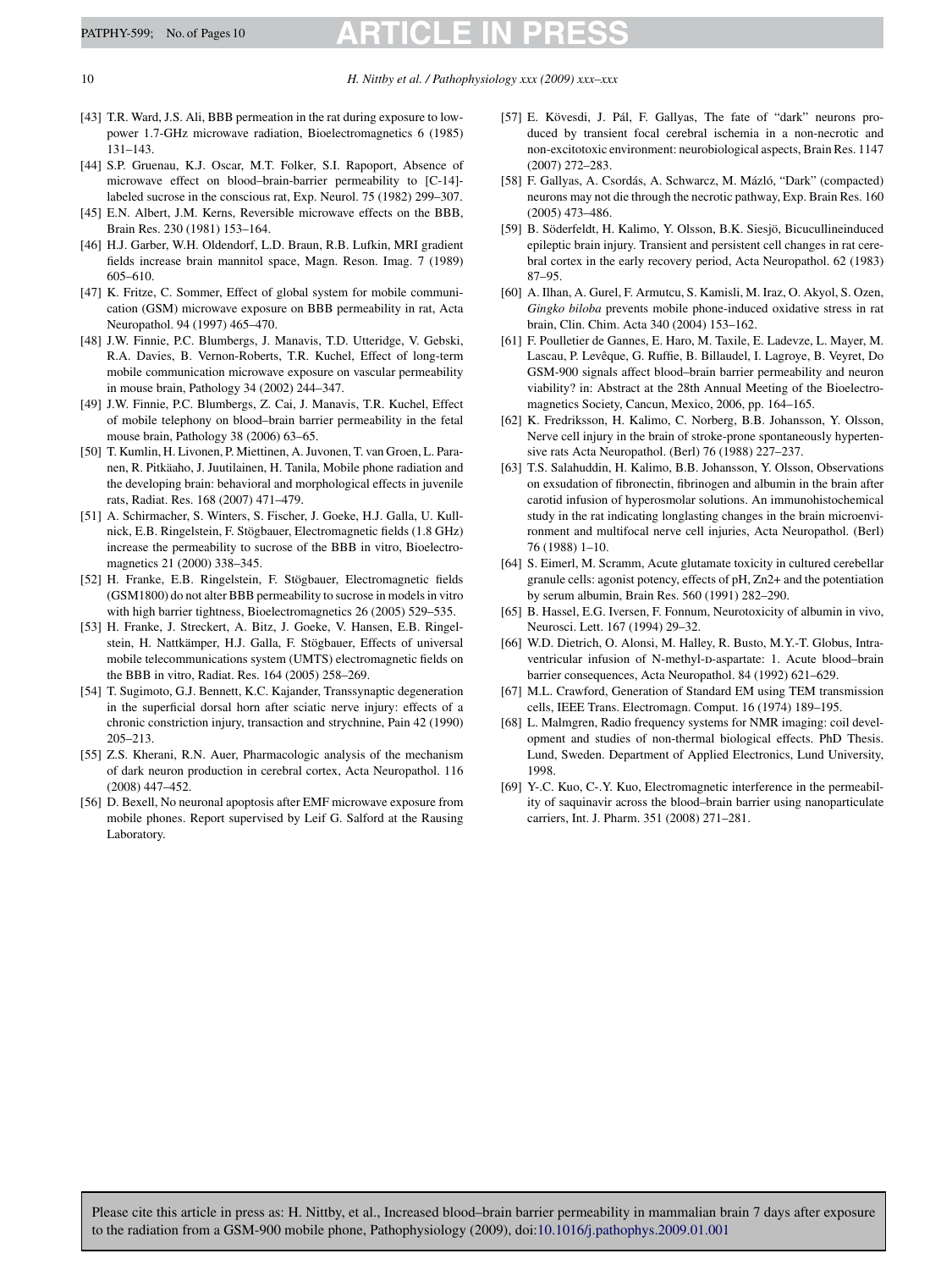[43] T.R. Ward, J.S. Ali, BBB permeation in the rat during exposure to low-power 1.7-GHz microwave radiation, Bioelectromagnetics 6 (1985) 131–143.

[44] S.P. Gruenau, K.J. Oscar, M.T. Folker, S.I. Rapoport, Absence of microwave effect on blood–brain-barrier permeability to [C-14]-labeled sucrose in the conscious rat, Exp. Neurol. 75 (1982) 299–307.

[45] E.N. Albert, J.M. Kerns, Reversible microwave effects on the BBB, Brain Res. 230 (1981) 153–164.

[46] H.J. Garber, W.H. Oldendorf, L.D. Braun, R.B. Lufkin, MRI gradient fields increase brain mannitol space, Magn. Reson. Imag. 7 (1989) 605–610.

[47] K. Fritze, C. Sommer, Effect of global system for mobile communication (GSM) microwave exposure on BBB permeability in rat, Acta Neuropathol. 94 (1997) 465–470.

[48] J.W. Finnie, P.C. Blumbergs, J. Manavis, T.D. Utteridge, V. Gebski, R.A. Davies, B. Vernon-Roberts, T.R. Kuchel, Effect of long-term mobile communication microwave exposure on vascular permeability in mouse brain, Pathology 34 (2002) 244–347.

[49] J.W. Finnie, P.C. Blumbergs, Z. Cai, J. Manavis, T.R. Kuchel, Effect of mobile telephony on blood–brain barrier permeability in the fetal mouse brain, Pathology 38 (2006) 63–65.

[50] T. Kumlin, H. Livonen, P. Miettinen, A. Juvonen, T. van Groen, L. Paranen, R. Pitkäaho, J. Juutilainen, H. Tanila, Mobile phone radiation and the developing brain: behavioral and morphological effects in juvenile rats, Radiat. Res. 168 (2007) 471–479.

[51] A. Schirmacher, S. Winters, S. Fischer, J. Goeke, H.J. Galla, U. Kullnick, E.B. Ringelstein, F. Stögbauer, Electromagnetic fields (1.8 GHz) increase the permeability to sucrose of the BBB in vitro, Bioelectromagnetics 21 (2000) 338–345.

[52] H. Franke, E.B. Ringelstein, F. Stögbauer, Electromagnetic fields (GSM1800) do not alter BBB permeability to sucrose in models in vitro with high barrier tightness, Bioelectromagnetics 26 (2005) 529–535.

[53] H. Franke, J. Streckert, A. Bitz, J. Goeke, V. Hansen, E.B. Ringelstein, H. Nattkämper, H.J. Galla, F. Stögbauer, Effects of universal mobile telecommunications system (UMTS) electromagnetic fields on the BBB in vitro, Radiat. Res. 164 (2005) 258–269.

[54] T. Sugimoto, G.J. Bennett, K.C. Kajander, Transsynaptic degeneration in the superficial dorsal horn after sciatic nerve injury: effects of a chronic constriction injury, transaction and strychnine, Pain 42 (1990) 205–213.

[55] Z.S. Kherani, R.N. Auer, Pharmacologic analysis of the mechanism of dark neuron production in cerebral cortex, Acta Neuropathol. 116 (2008) 447–452.

[56] D. Bexell, No neuronal apoptosis after EMF microwave exposure from mobile phones. Report supervised by Leif G. Salford at the Rausing Laboratory.

[57] E. Kövesdi, J. Pál, F. Gallyas, The fate of "dark" neurons produced by transient focal cerebral ischemia in a non-necrotic and non-excitotoxic environment: neurobiological aspects, Brain Res. 1147 (2007) 272–283.

[58] F. Gallyas, A. Csordás, A. Schwarcz, M. Mázló, "Dark" (compacted) neurons may not die through the necrotic pathway, Exp. Brain Res. 160 (2005) 473–486.

[59] B. Söderfeldt, H. Kalimo, Y. Olsson, B.K. Siesjö, Bicucullineinduced epileptic brain injury. Transient and persistent cell changes in rat cerebral cortex in the early recovery period, Acta Neuropathol. 62 (1983) 87–95.

[60] A. Ilhan, A. Gurel, F. Armutcu, S. Kamisli, M. Iraz, O. Akyol, S. Ozen, *Gingko biloba* prevents mobile phone-induced oxidative stress in rat brain, Clin. Chim. Acta 340 (2004) 153–162.

[61] F. Poulletier de Gannes, E. Haro, M. Taxile, E. Ladevze, L. Mayer, M. Lascau, P. Levêque, G. Ruffie, B. Billaudel, I. Lagroye, B. Veyret, Do GSM-900 signals affect blood–brain barrier permeability and neuron viability? in: Abstract at the 28th Annual Meeting of the Bioelectromagnetics Society, Cancun, Mexico, 2006, pp. 164–165.

[62] K. Fredriksson, H. Kalimo, C. Norberg, B.B. Johansson, Y. Olsson, Nerve cell injury in the brain of stroke-prone spontaneously hypertensive rats Acta Neuropathol. (Berl) 76 (1988) 227–237.

[63] T.S. Salahuddin, H. Kalimo, B.B. Johansson, Y. Olsson, Observations on exsudation of fibronectin, fibrinogen and albumin in the brain after carotid infusion of hyperosmolar solutions. An immunohistochemical study in the rat indicating longlasting changes in the brain microenvironment and multifocal nerve cell injuries, Acta Neuropathol. (Berl) 76 (1988) 1–10.

[64] S. Eimerl, M. Scramm, Acute glutamate toxicity in cultured cerebellar granule cells: agonist potency, effects of pH, Zn2+ and the potentiation by serum albumin, Brain Res. 560 (1991) 282–290.

[65] B. Hassel, E.G. Iversen, F. Fonnum, Neurotoxicity of albumin in vivo, Neurosci. Lett. 167 (1994) 29–32.

[66] W.D. Dietrich, O. Alonsi, M. Halley, R. Busto, M.Y.-T. Globus, Intraventricular infusion of N-methyl-D-aspartate: 1. Acute blood–brain barrier consequences, Acta Neuropathol. 84 (1992) 621–629.

[67] M.L. Crawford, Generation of Standard EM using TEM transmission cells, IEEE Trans. Electromagn. Comput. 16 (1974) 189–195.

[68] L. Malmgren, Radio frequency systems for NMR imaging: coil development and studies of non-thermal biological effects. PhD Thesis. Lund, Sweden. Department of Applied Electronics, Lund University, 1998.

[69] Y.-C. Kuo, C.-Y. Kuo, Electromagnetic interference in the permeability of saquinavir across the blood–brain barrier using nanoparticulate carriers, Int. J. Pharm. 351 (2008) 271–281.